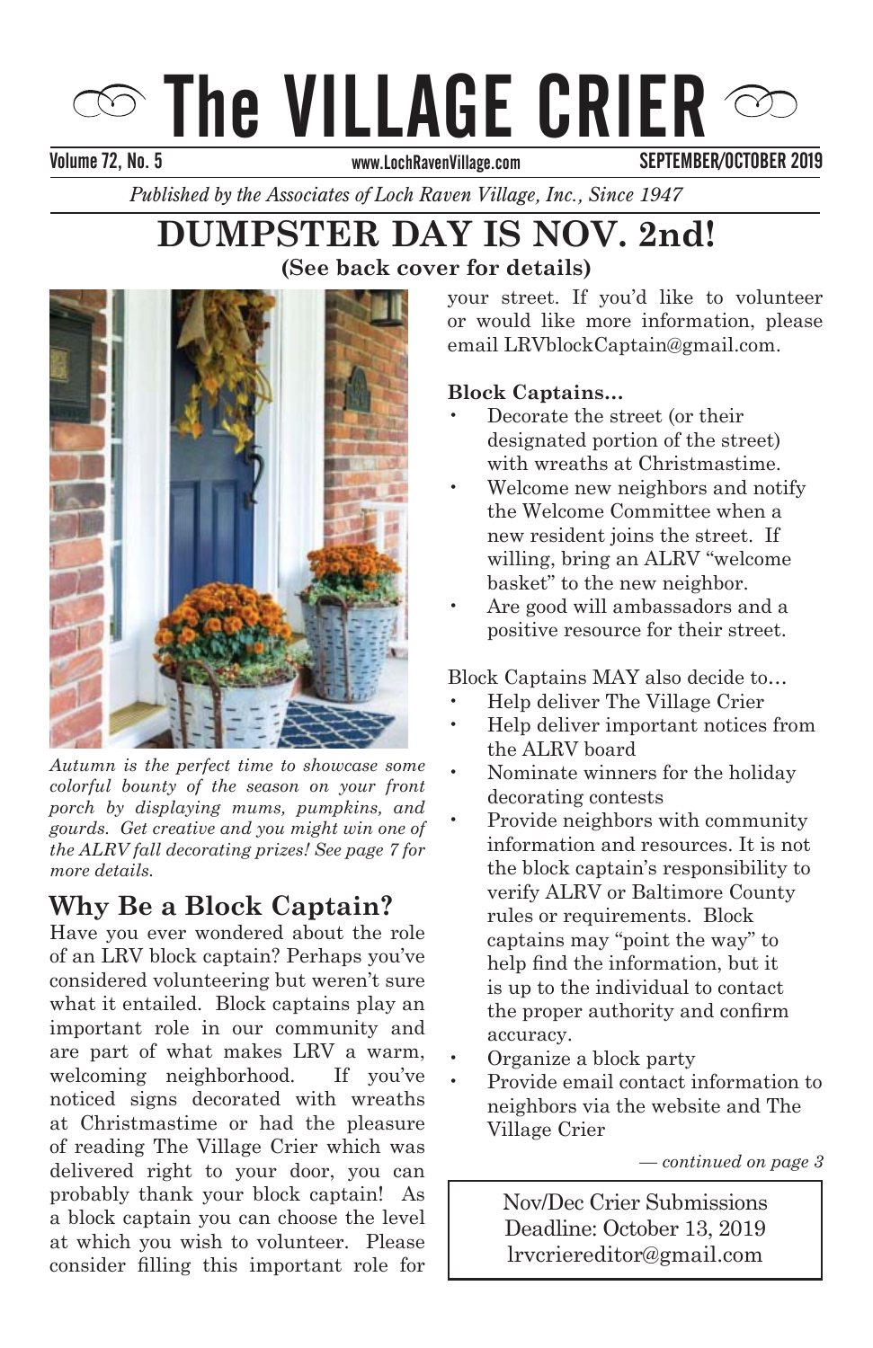# The VILLAGE CRIER

Volume 72, No. 5 www.LochRavenVillage.com SEPTEMBER/OCTOBER 2019

*Published by the Associates of Loch Raven Village, Inc., Since 1947*

## DUMPSTER DAY IS NOV. 2nd!

**(See back cover for details)**

*Autumn is the perfect time to showcase some colorful bounty of the season on your front porch by displaying mums, pumpkins, and gourds. Get creative and you might win one of the ALRV fall decorating prizes! See page 7 for more details.*

## Why Be a Block Captain?

Have you ever wondered about the role of an LRV block captain? Perhaps you've considered volunteering but weren't sure what it entailed. Block captains play an important role in our community and are part of what makes LRV a warm, welcoming neighborhood. If you've noticed signs decorated with wreaths at Christmastime or had the pleasure of reading The Village Crier which was delivered right to your door, you can probably thank your block captain! As a block captain you can choose the level at which you wish to volunteer. Please consider filling this important role for your street. If you'd like to volunteer or would like more information, please email LRVblockCaptain@gmail.com.

**Block Captains...**

- Decorate the street (or their designated portion of the street) with wreaths at Christmastime.
- Welcome new neighbors and notify the Welcome Committee when a new resident joins the street. If willing, bring an ALRV "welcome basket" to the new neighbor.
- Are good will ambassadors and a positive resource for their street.

Block Captains MAY also decide to…

- Help deliver The Village Crier
- Help deliver important notices from the ALRV board
- Nominate winners for the holiday decorating contests
- Provide neighbors with community information and resources. It is not the block captain's responsibility to verify ALRV or Baltimore County rules or requirements. Block captains may "point the way" to help find the information, but it is up to the individual to contact the proper authority and confirm accuracy.
- Organize a block party
- Provide email contact information to neighbors via the website and The Village Crier

*— continued on page 3*

Nov/Dec Crier Submissions
Deadline: October 13, 2019
lrvcriereditor@gmail.com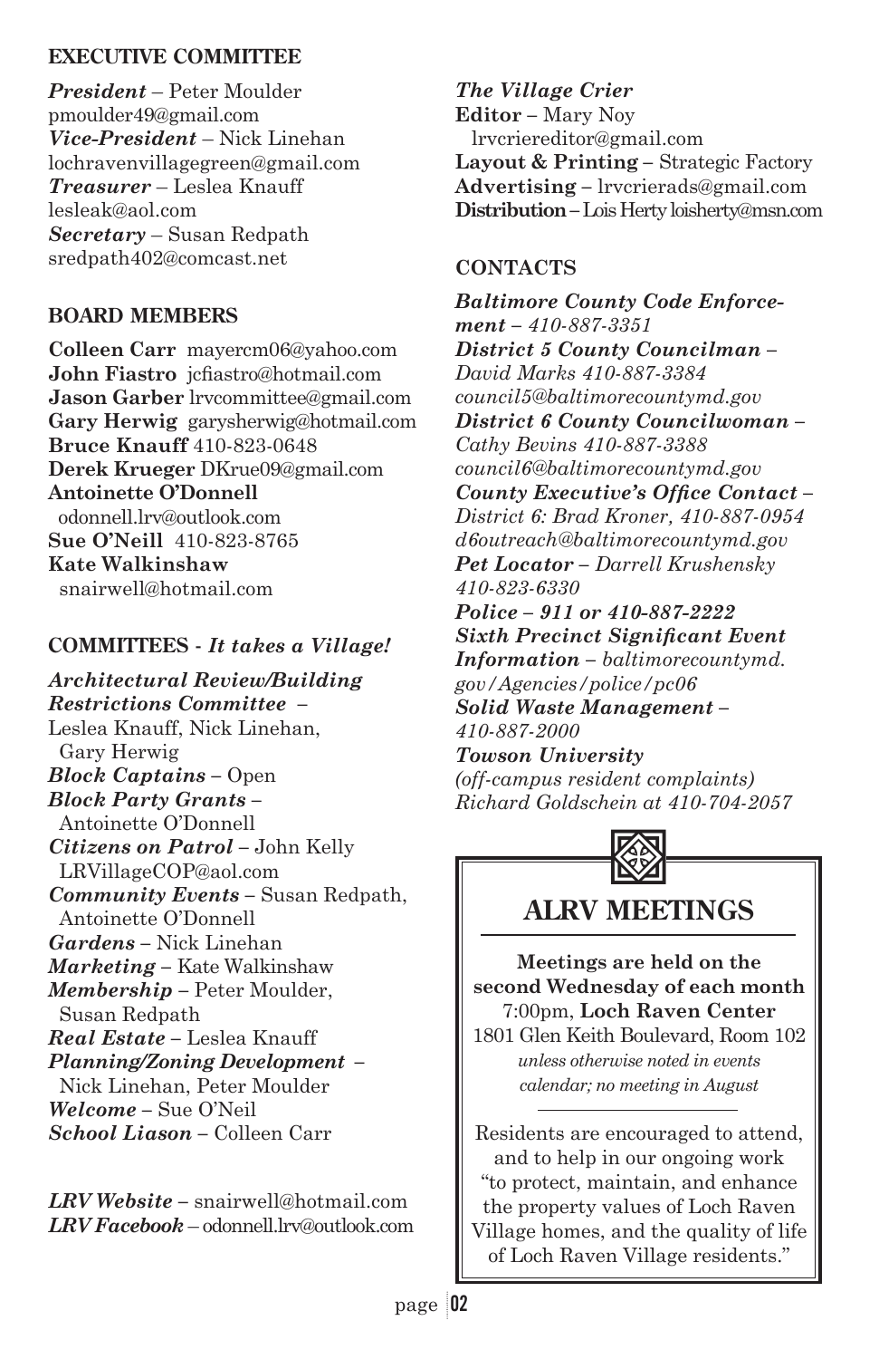## EXECUTIVE COMMITTEE

***President*** – Peter Moulder
pmoulder49@gmail.com
***Vice-President*** – Nick Linehan
lochravenvillagegreen@gmail.com
***Treasurer*** – Leslea Knauff
lesleak@aol.com
***Secretary*** – Susan Redpath
sredpath402@comcast.net

## BOARD MEMBERS

**Colleen Carr** mayercm06@yahoo.com
**John Fiastro** jcfiastro@hotmail.com
**Jason Garber** lrvcommittee@gmail.com
**Gary Herwig** garysherwig@hotmail.com
**Bruce Knauff** 410-823-0648
**Derek Krueger** DKrue09@gmail.com
**Antoinette O'Donnell** odonnell.lrv@outlook.com
**Sue O'Neill** 410-823-8765
**Kate Walkinshaw** snairwell@hotmail.com

## COMMITTEES - *It takes a Village!*

***Architectural Review/Building Restrictions Committee*** – Leslea Knauff, Nick Linehan, Gary Herwig
***Block Captains*** – Open
***Block Party Grants*** – Antoinette O'Donnell
***Citizens on Patrol*** – John Kelly LRVillageCOP@aol.com
***Community Events*** – Susan Redpath, Antoinette O'Donnell
***Gardens*** – Nick Linehan
***Marketing*** – Kate Walkinshaw
***Membership*** – Peter Moulder, Susan Redpath
***Real Estate*** – Leslea Knauff
***Planning/Zoning Development*** – Nick Linehan, Peter Moulder
***Welcome*** – Sue O'Neil
***School Liason*** – Colleen Carr

***LRV Website*** – snairwell@hotmail.com
***LRV Facebook*** – odonnell.lrv@outlook.com

***The Village Crier***
**Editor** – Mary Noy lrvcriereditor@gmail.com
**Layout & Printing** – Strategic Factory
**Advertising** – lrvcrierads@gmail.com
**Distribution** – Lois Herty loisherty@msn.com

## CONTACTS

***Baltimore County Code Enforcement*** *– 410-887-3351*
***District 5 County Councilman*** *– David Marks 410-887-3384 council5@baltimorecountymd.gov*
***District 6 County Councilwoman*** *– Cathy Bevins 410-887-3388 council6@baltimorecountymd.gov*
***County Executive's Office Contact*** *– District 6: Brad Kroner, 410-887-0954 d6outreach@baltimorecountymd.gov*
***Pet Locator*** *– Darrell Krushensky 410-823-6330*
***Police – 911 or 410-887-2222***
***Sixth Precinct Significant Event Information*** *– baltimorecountymd.gov/Agencies/police/pc06*
***Solid Waste Management*** *– 410-887-2000*
***Towson University***
*(off-campus resident complaints) Richard Goldschein at 410-704-2057*

## ALRV MEETINGS

**Meetings are held on the second Wednesday of each month**
7:00pm, **Loch Raven Center**
1801 Glen Keith Boulevard, Room 102
*unless otherwise noted in events calendar; no meeting in August*

Residents are encouraged to attend, and to help in our ongoing work "to protect, maintain, and enhance the property values of Loch Raven Village homes, and the quality of life of Loch Raven Village residents."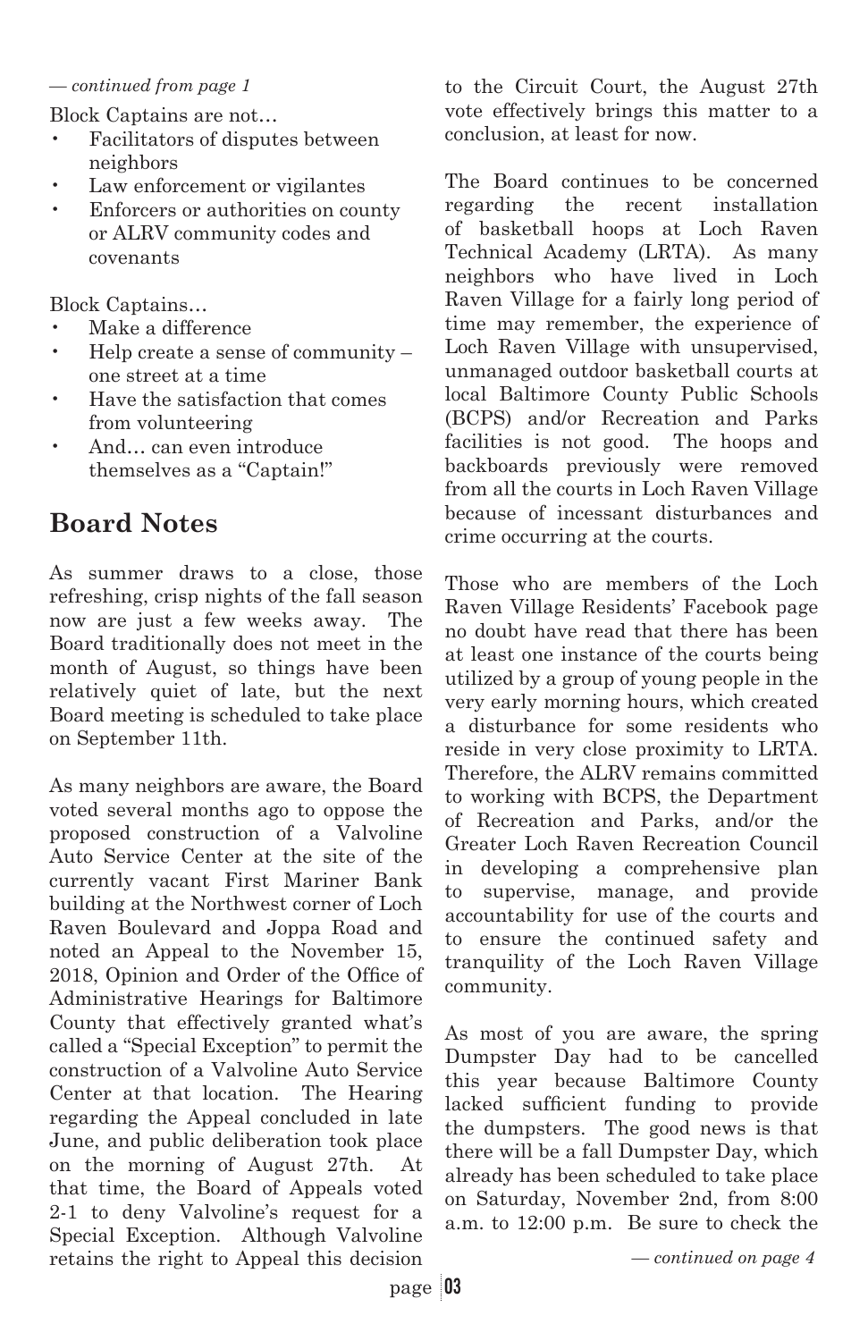*— continued from page 1*

Block Captains are not…

- Facilitators of disputes between neighbors
- Law enforcement or vigilantes
- Enforcers or authorities on county or ALRV community codes and covenants

Block Captains…

- Make a difference
- Help create a sense of community – one street at a time
- Have the satisfaction that comes from volunteering
- And… can even introduce themselves as a "Captain!"

## Board Notes

As summer draws to a close, those refreshing, crisp nights of the fall season now are just a few weeks away. The Board traditionally does not meet in the month of August, so things have been relatively quiet of late, but the next Board meeting is scheduled to take place on September 11th.

As many neighbors are aware, the Board voted several months ago to oppose the proposed construction of a Valvoline Auto Service Center at the site of the currently vacant First Mariner Bank building at the Northwest corner of Loch Raven Boulevard and Joppa Road and noted an Appeal to the November 15, 2018, Opinion and Order of the Office of Administrative Hearings for Baltimore County that effectively granted what's called a "Special Exception" to permit the construction of a Valvoline Auto Service Center at that location. The Hearing regarding the Appeal concluded in late June, and public deliberation took place on the morning of August 27th. At that time, the Board of Appeals voted 2-1 to deny Valvoline's request for a Special Exception. Although Valvoline retains the right to Appeal this decision to the Circuit Court, the August 27th vote effectively brings this matter to a conclusion, at least for now.

The Board continues to be concerned regarding the recent installation of basketball hoops at Loch Raven Technical Academy (LRTA). As many neighbors who have lived in Loch Raven Village for a fairly long period of time may remember, the experience of Loch Raven Village with unsupervised, unmanaged outdoor basketball courts at local Baltimore County Public Schools (BCPS) and/or Recreation and Parks facilities is not good. The hoops and backboards previously were removed from all the courts in Loch Raven Village because of incessant disturbances and crime occurring at the courts.

Those who are members of the Loch Raven Village Residents' Facebook page no doubt have read that there has been at least one instance of the courts being utilized by a group of young people in the very early morning hours, which created a disturbance for some residents who reside in very close proximity to LRTA. Therefore, the ALRV remains committed to working with BCPS, the Department of Recreation and Parks, and/or the Greater Loch Raven Recreation Council in developing a comprehensive plan to supervise, manage, and provide accountability for use of the courts and to ensure the continued safety and tranquility of the Loch Raven Village community.

As most of you are aware, the spring Dumpster Day had to be cancelled this year because Baltimore County lacked sufficient funding to provide the dumpsters. The good news is that there will be a fall Dumpster Day, which already has been scheduled to take place on Saturday, November 2nd, from 8:00 a.m. to 12:00 p.m. Be sure to check the

*— continued on page 4*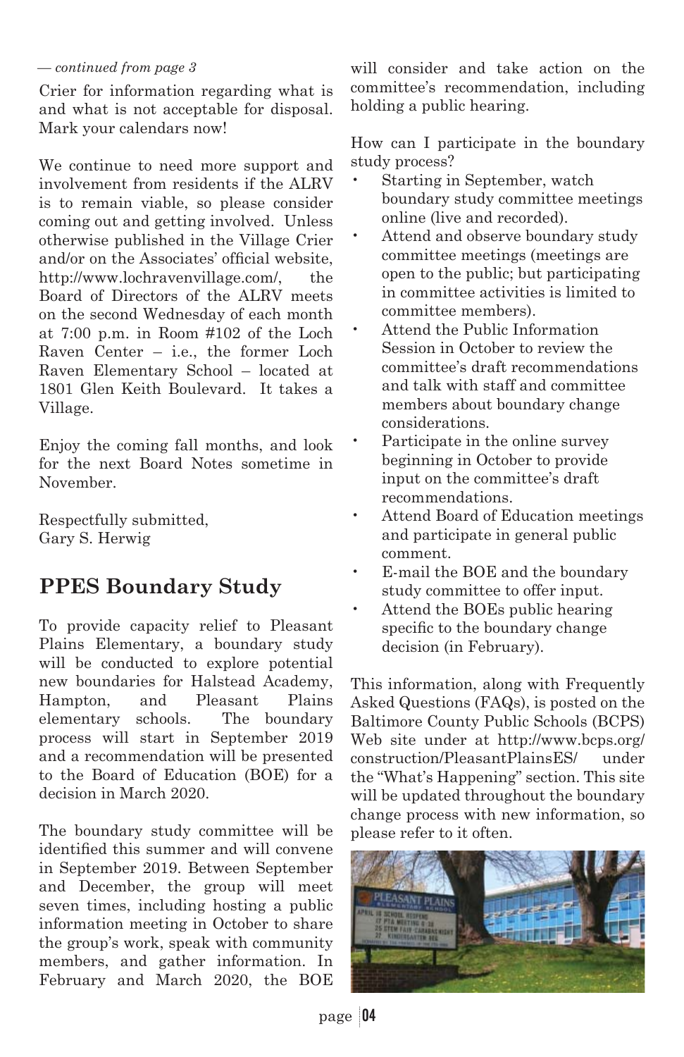*— continued from page 3*

Crier for information regarding what is and what is not acceptable for disposal. Mark your calendars now!

We continue to need more support and involvement from residents if the ALRV is to remain viable, so please consider coming out and getting involved. Unless otherwise published in the Village Crier and/or on the Associates' official website, http://www.lochravenvillage.com/, the Board of Directors of the ALRV meets on the second Wednesday of each month at 7:00 p.m. in Room #102 of the Loch Raven Center – i.e., the former Loch Raven Elementary School – located at 1801 Glen Keith Boulevard. It takes a Village.

Enjoy the coming fall months, and look for the next Board Notes sometime in November.

Respectfully submitted,
Gary S. Herwig

## PPES Boundary Study

To provide capacity relief to Pleasant Plains Elementary, a boundary study will be conducted to explore potential new boundaries for Halstead Academy, Hampton, and Pleasant Plains elementary schools. The boundary process will start in September 2019 and a recommendation will be presented to the Board of Education (BOE) for a decision in March 2020.

The boundary study committee will be identified this summer and will convene in September 2019. Between September and December, the group will meet seven times, including hosting a public information meeting in October to share the group's work, speak with community members, and gather information. In February and March 2020, the BOE will consider and take action on the committee's recommendation, including holding a public hearing.

How can I participate in the boundary study process?

- Starting in September, watch boundary study committee meetings online (live and recorded).
- Attend and observe boundary study committee meetings (meetings are open to the public; but participating in committee activities is limited to committee members).
- Attend the Public Information Session in October to review the committee's draft recommendations and talk with staff and committee members about boundary change considerations.
- Participate in the online survey beginning in October to provide input on the committee's draft recommendations.
- Attend Board of Education meetings and participate in general public comment.
- E-mail the BOE and the boundary study committee to offer input.
- Attend the BOEs public hearing specific to the boundary change decision (in February).

This information, along with Frequently Asked Questions (FAQs), is posted on the Baltimore County Public Schools (BCPS) Web site under at http://www.bcps.org/construction/PleasantPlainsES/ under the "What's Happening" section. This site will be updated throughout the boundary change process with new information, so please refer to it often.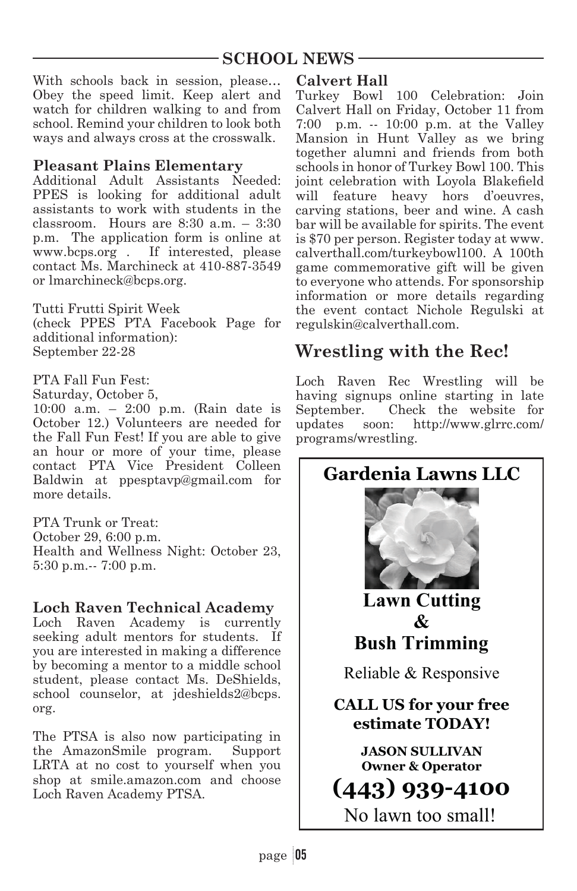## SCHOOL NEWS

With schools back in session, please… Obey the speed limit. Keep alert and watch for children walking to and from school. Remind your children to look both ways and always cross at the crosswalk.

### Pleasant Plains Elementary

Additional Adult Assistants Needed: PPES is looking for additional adult assistants to work with students in the classroom. Hours are 8:30 a.m. – 3:30 p.m. The application form is online at www.bcps.org . If interested, please contact Ms. Marchineck at 410-887-3549 or lmarchineck@bcps.org.

Tutti Frutti Spirit Week
(check PPES PTA Facebook Page for additional information):
September 22-28

PTA Fall Fun Fest:
Saturday, October 5,
10:00 a.m. – 2:00 p.m. (Rain date is October 12.) Volunteers are needed for the Fall Fun Fest! If you are able to give an hour or more of your time, please contact PTA Vice President Colleen Baldwin at ppesptavp@gmail.com for more details.

PTA Trunk or Treat:
October 29, 6:00 p.m.
Health and Wellness Night: October 23, 5:30 p.m.-- 7:00 p.m.

### Loch Raven Technical Academy

Loch Raven Academy is currently seeking adult mentors for students. If you are interested in making a difference by becoming a mentor to a middle school student, please contact Ms. DeShields, school counselor, at jdeshields2@bcps.org.

The PTSA is also now participating in the AmazonSmile program. Support LRTA at no cost to yourself when you shop at smile.amazon.com and choose Loch Raven Academy PTSA.

### Calvert Hall

Turkey Bowl 100 Celebration: Join Calvert Hall on Friday, October 11 from 7:00 p.m. -- 10:00 p.m. at the Valley Mansion in Hunt Valley as we bring together alumni and friends from both schools in honor of Turkey Bowl 100. This joint celebration with Loyola Blakefield will feature heavy hors d'oeuvres, carving stations, beer and wine. A cash bar will be available for spirits. The event is $70 per person. Register today at www.calverthall.com/turkeybowl100. A 100th game commemorative gift will be given to everyone who attends. For sponsorship information or more details regarding the event contact Nichole Regulski at regulskin@calverthall.com.

## Wrestling with the Rec!

Loch Raven Rec Wrestling will be having signups online starting in late September. Check the website for updates soon: http://www.glrrc.com/programs/wrestling.

**Gardenia Lawns LLC**

**Lawn Cutting & Bush Trimming**

Reliable & Responsive

**CALL US for your free estimate TODAY!**

**JASON SULLIVAN**
**Owner & Operator**

**(443) 939-4100**

No lawn too small!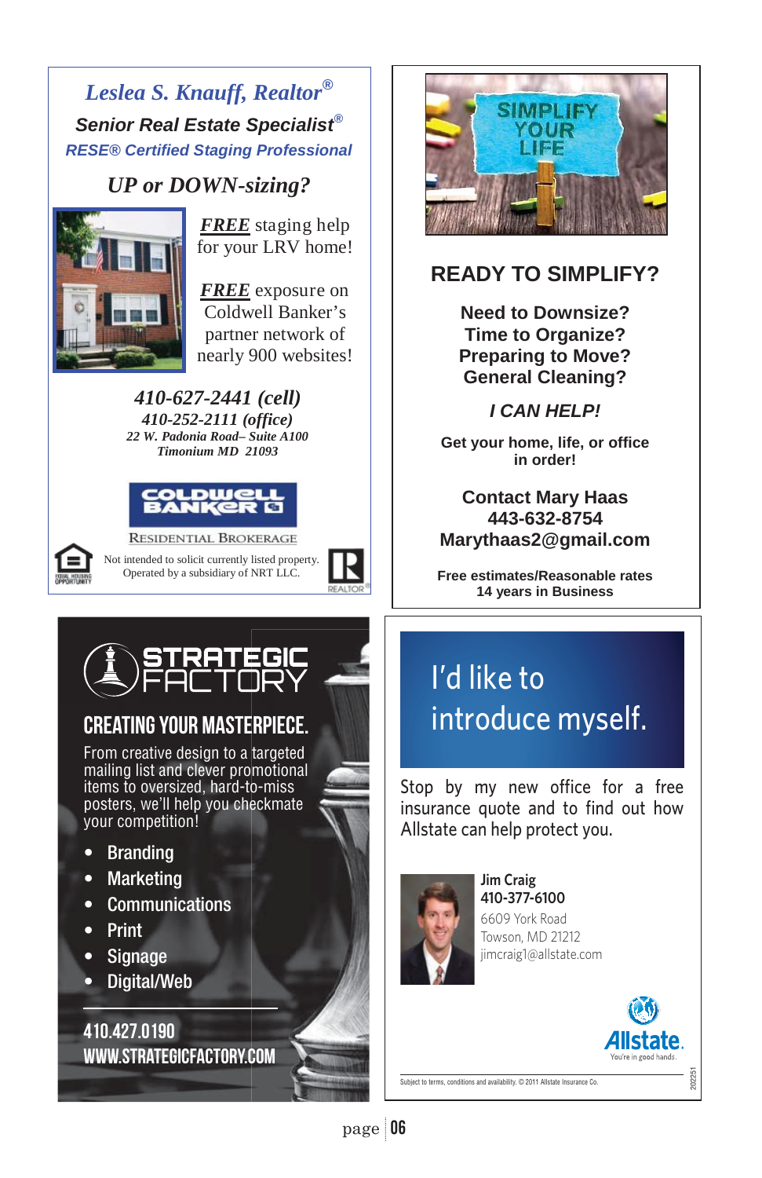## *Leslea S. Knauff, Realtor®*

***Senior Real Estate Specialist®***

***RESE® Certified Staging Professional***

### *UP or DOWN-sizing?*

***FREE*** staging help for your LRV home!

***FREE*** exposure on Coldwell Banker's partner network of nearly 900 websites!

***410-627-2441 (cell)***

***410-252-2111 (office)***

***22 W. Padonia Road– Suite A100***

***Timonium MD 21093***

COLDWELL BANKER

RESIDENTIAL BROKERAGE

Not intended to solicit currently listed property. Operated by a subsidiary of NRT LLC.

---

SIMPLIFY YOUR LIFE

## READY TO SIMPLIFY?

**Need to Downsize?**
**Time to Organize?**
**Preparing to Move?**
**General Cleaning?**

***I CAN HELP!***

**Get your home, life, or office in order!**

**Contact Mary Haas**
**443-632-8754**
**Marythaas2@gmail.com**

**Free estimates/Reasonable rates**
**14 years in Business**

---

## STRATEGIC FACTORY

### CREATING YOUR MASTERPIECE.

From creative design to a targeted mailing list and clever promotional items to oversized, hard-to-miss posters, we'll help you checkmate your competition!

- Branding
- Marketing
- Communications
- Print
- Signage
- Digital/Web

**410.427.0190**
**WWW.STRATEGICFACTORY.COM**

---

## I'd like to introduce myself.

Stop by my new office for a free insurance quote and to find out how Allstate can help protect you.

**Jim Craig**
**410-377-6100**
6609 York Road
Towson, MD 21212
jimcraig1@allstate.com

Allstate. You're in good hands.

Subject to terms, conditions and availability. © 2011 Allstate Insurance Co.

202251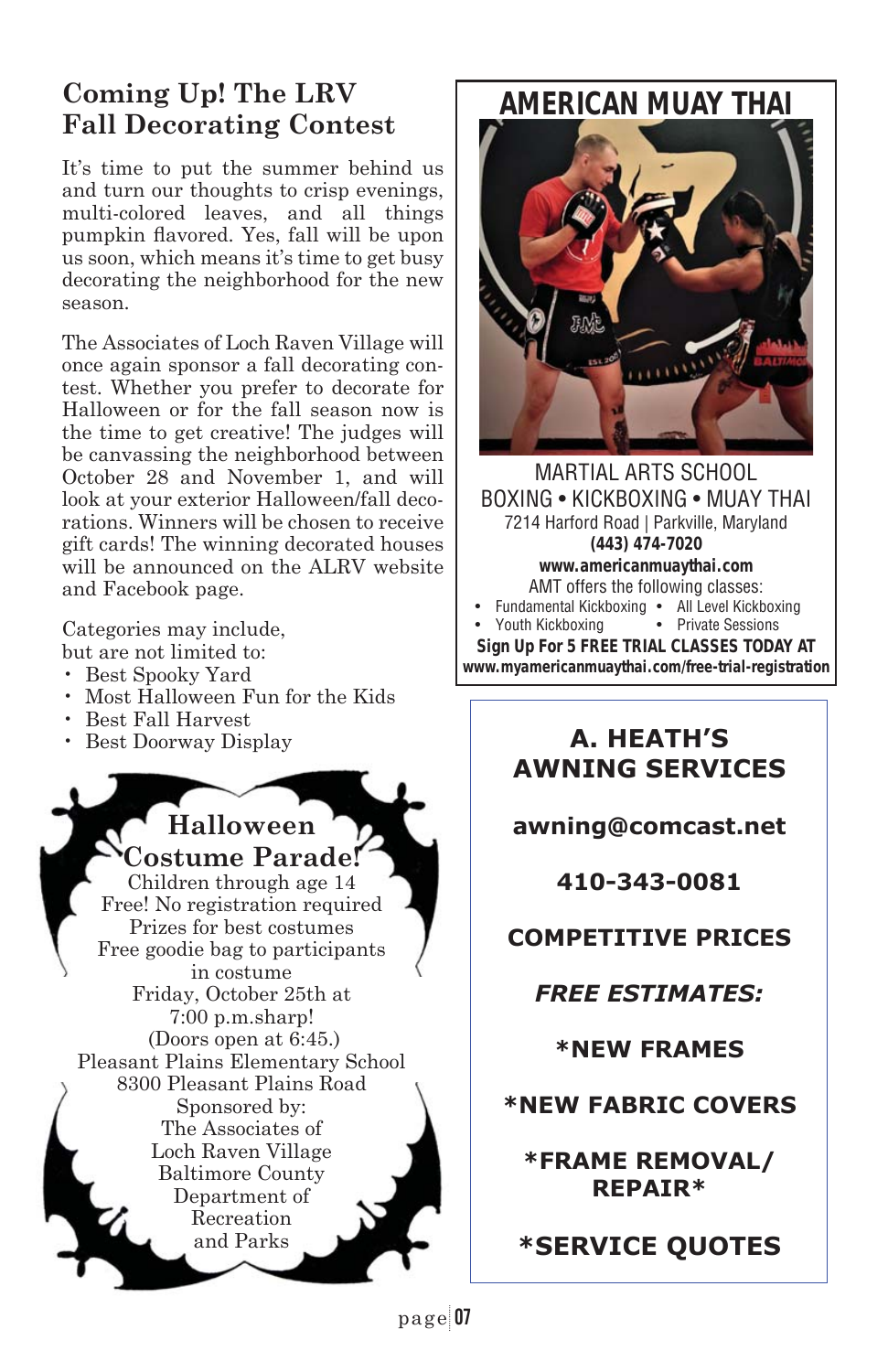## Coming Up! The LRV Fall Decorating Contest

It's time to put the summer behind us and turn our thoughts to crisp evenings, multi-colored leaves, and all things pumpkin flavored. Yes, fall will be upon us soon, which means it's time to get busy decorating the neighborhood for the new season.

The Associates of Loch Raven Village will once again sponsor a fall decorating contest. Whether you prefer to decorate for Halloween or for the fall season now is the time to get creative! The judges will be canvassing the neighborhood between October 28 and November 1, and will look at your exterior Halloween/fall decorations. Winners will be chosen to receive gift cards! The winning decorated houses will be announced on the ALRV website and Facebook page.

Categories may include, but are not limited to:

- Best Spooky Yard
- Most Halloween Fun for the Kids
- Best Fall Harvest
- Best Doorway Display

## Halloween Costume Parade!

Children through age 14
Free! No registration required
Prizes for best costumes
Free goodie bag to participants in costume
Friday, October 25th at 7:00 p.m.sharp!
(Doors open at 6:45.)
Pleasant Plains Elementary School
8300 Pleasant Plains Road
Sponsored by:
The Associates of Loch Raven Village
Baltimore County Department of Recreation and Parks

## AMERICAN MUAY THAI

MARTIAL ARTS SCHOOL
BOXING • KICKBOXING • MUAY THAI
7214 Harford Road | Parkville, Maryland
**(443) 474-7020**
**www.americanmuaythai.com**
AMT offers the following classes:

- Fundamental Kickboxing
- All Level Kickboxing
- Youth Kickboxing
- Private Sessions

**Sign Up For 5 FREE TRIAL CLASSES TODAY AT www.myamericanmuaythai.com/free-trial-registration**

## A. HEATH'S AWNING SERVICES

**awning@comcast.net**

**410-343-0081**

**COMPETITIVE PRICES**

***FREE ESTIMATES:***

**\*NEW FRAMES**

**\*NEW FABRIC COVERS**

**\*FRAME REMOVAL/ REPAIR\***

**\*SERVICE QUOTES**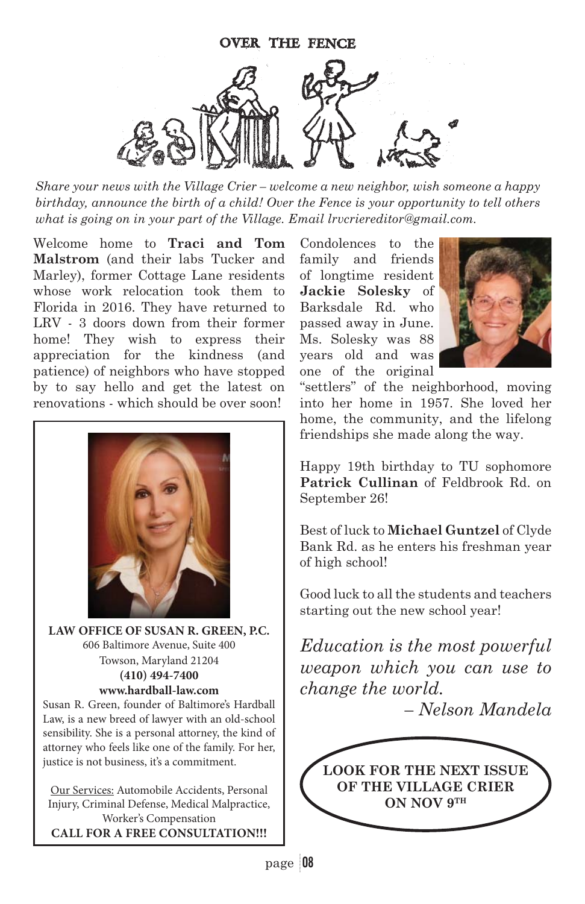# OVER THE FENCE

*Share your news with the Village Crier – welcome a new neighbor, wish someone a happy birthday, announce the birth of a child! Over the Fence is your opportunity to tell others what is going on in your part of the Village. Email lrvcriereditor@gmail.com.*

Welcome home to **Traci and Tom Malstrom** (and their labs Tucker and Marley), former Cottage Lane residents whose work relocation took them to Florida in 2016. They have returned to LRV - 3 doors down from their former home! They wish to express their appreciation for the kindness (and patience) of neighbors who have stopped by to say hello and get the latest on renovations - which should be over soon!

**LAW OFFICE OF SUSAN R. GREEN, P.C.**
606 Baltimore Avenue, Suite 400
Towson, Maryland 21204
**(410) 494-7400**
**www.hardball-law.com**

Susan R. Green, founder of Baltimore's Hardball Law, is a new breed of lawyer with an old-school sensibility. She is a personal attorney, the kind of attorney who feels like one of the family. For her, justice is not business, it's a commitment.

Our Services: Automobile Accidents, Personal Injury, Criminal Defense, Medical Malpractice, Worker's Compensation

**CALL FOR A FREE CONSULTATION!!!**

Condolences to the family and friends of longtime resident **Jackie Solesky** of Barksdale Rd. who passed away in June. Ms. Solesky was 88 years old and was one of the original "settlers" of the neighborhood, moving into her home in 1957. She loved her home, the community, and the lifelong friendships she made along the way.

Happy 19th birthday to TU sophomore **Patrick Cullinan** of Feldbrook Rd. on September 26!

Best of luck to **Michael Guntzel** of Clyde Bank Rd. as he enters his freshman year of high school!

Good luck to all the students and teachers starting out the new school year!

*Education is the most powerful weapon which you can use to change the world.*
*– Nelson Mandela*

**LOOK FOR THE NEXT ISSUE OF THE VILLAGE CRIER ON NOV 9TH**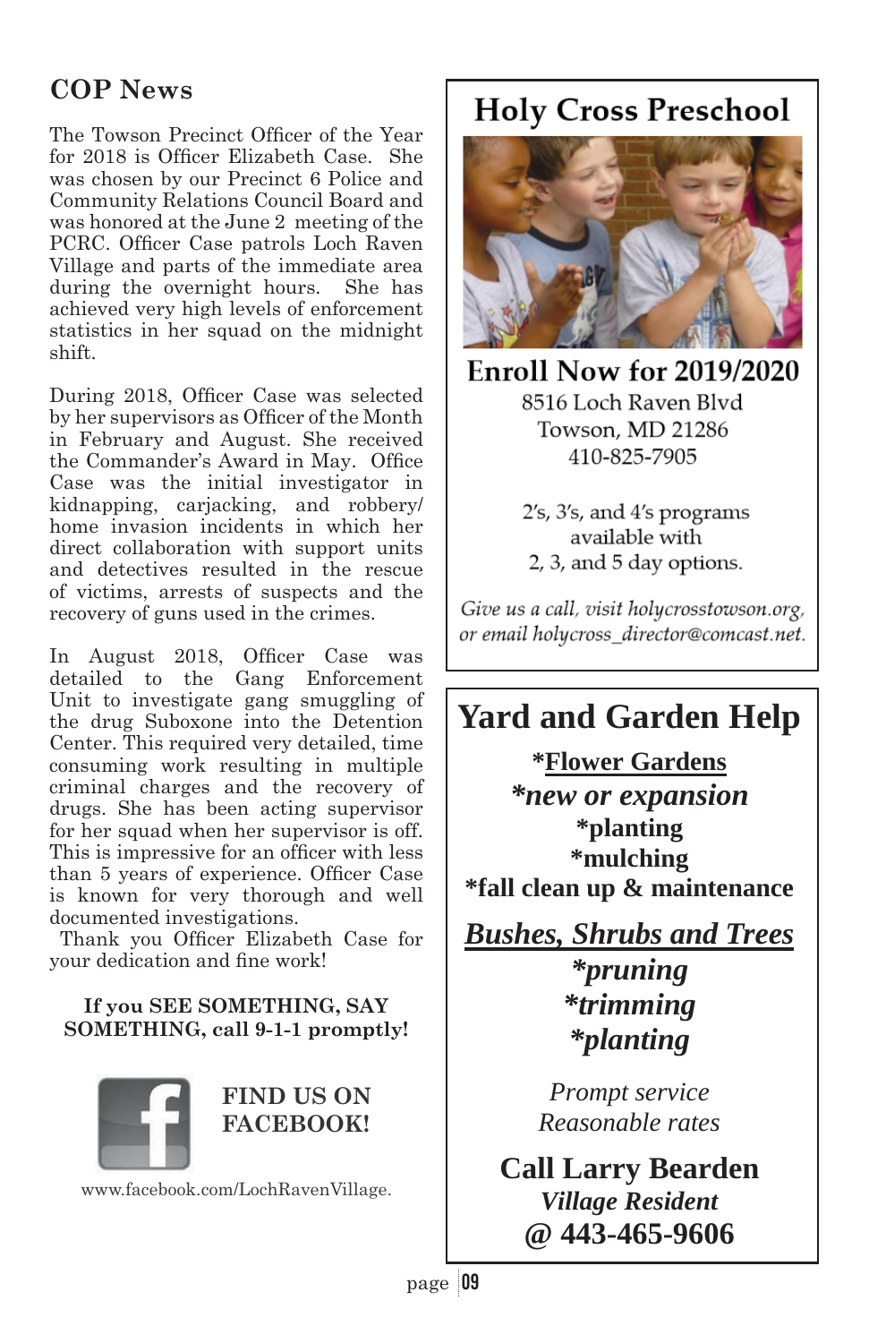## COP News

The Towson Precinct Officer of the Year for 2018 is Officer Elizabeth Case. She was chosen by our Precinct 6 Police and Community Relations Council Board and was honored at the June 2 meeting of the PCRC. Officer Case patrols Loch Raven Village and parts of the immediate area during the overnight hours. She has achieved very high levels of enforcement statistics in her squad on the midnight shift.

During 2018, Officer Case was selected by her supervisors as Officer of the Month in February and August. She received the Commander's Award in May. Office Case was the initial investigator in kidnapping, carjacking, and robbery/home invasion incidents in which her direct collaboration with support units and detectives resulted in the rescue of victims, arrests of suspects and the recovery of guns used in the crimes.

In August 2018, Officer Case was detailed to the Gang Enforcement Unit to investigate gang smuggling of the drug Suboxone into the Detention Center. This required very detailed, time consuming work resulting in multiple criminal charges and the recovery of drugs. She has been acting supervisor for her squad when her supervisor is off. This is impressive for an officer with less than 5 years of experience. Officer Case is known for very thorough and well documented investigations.

Thank you Officer Elizabeth Case for your dedication and fine work!

**If you SEE SOMETHING, SAY SOMETHING, call 9-1-1 promptly!**

**FIND US ON FACEBOOK!**

www.facebook.com/LochRavenVillage.

---

## Holy Cross Preschool

**Enroll Now for 2019/2020**

8516 Loch Raven Blvd
Towson, MD 21286
410-825-7905

2's, 3's, and 4's programs available with 2, 3, and 5 day options.

*Give us a call, visit holycrosstowson.org, or email holycross_director@comcast.net.*

---

## Yard and Garden Help

**\*Flower Gardens**
***new or expansion**
**\*planting**
**\*mulching**
**\*fall clean up & maintenance**

***Bushes, Shrubs and Trees***
***pruning**
***trimming**
***planting**

*Prompt service*
*Reasonable rates*

**Call Larry Bearden**
***Village Resident***
**@ 443-465-9606**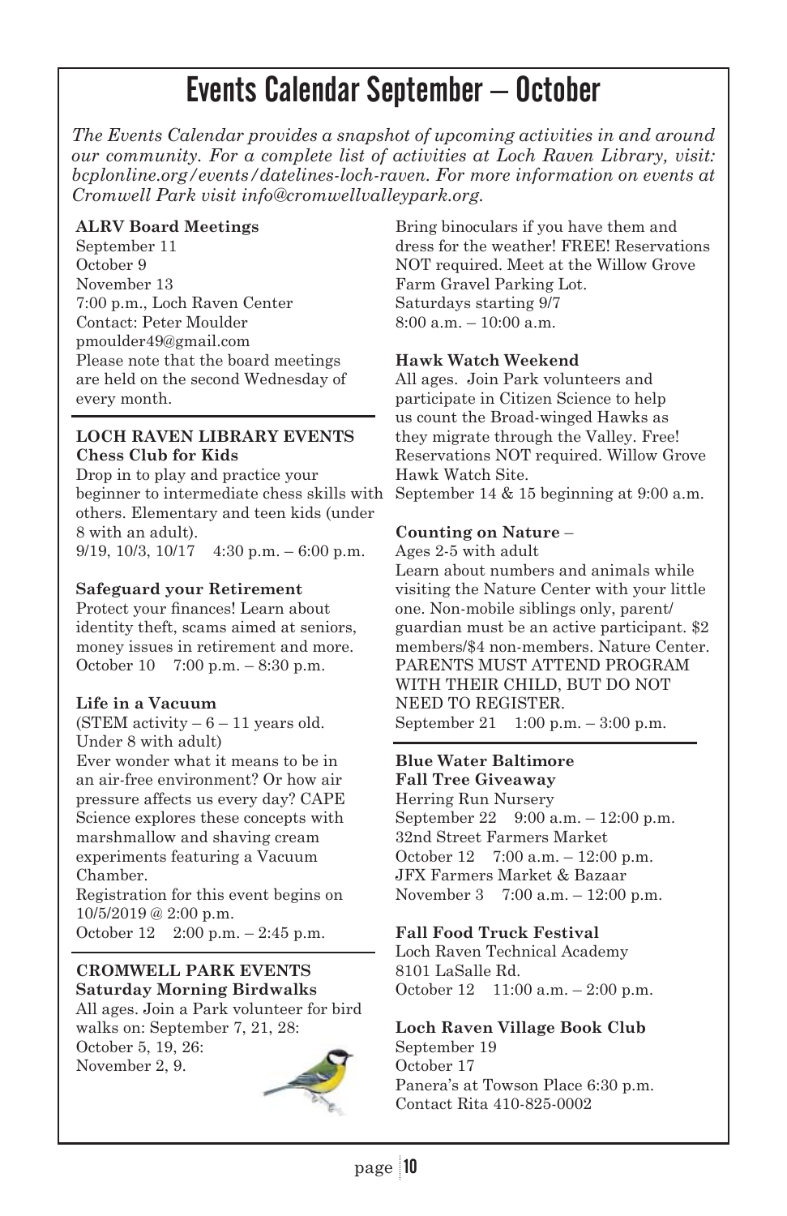# Events Calendar September – October

*The Events Calendar provides a snapshot of upcoming activities in and around our community. For a complete list of activities at Loch Raven Library, visit: bcplonline.org/events/datelines-loch-raven. For more information on events at Cromwell Park visit info@cromwellvalleypark.org.*

**ALRV Board Meetings**
September 11
October 9
November 13
7:00 p.m., Loch Raven Center
Contact: Peter Moulder
pmoulder49@gmail.com
Please note that the board meetings are held on the second Wednesday of every month.

**LOCH RAVEN LIBRARY EVENTS**

**Chess Club for Kids**
Drop in to play and practice your beginner to intermediate chess skills with others. Elementary and teen kids (under 8 with an adult).
9/19, 10/3, 10/17 4:30 p.m. – 6:00 p.m.

**Safeguard your Retirement**
Protect your finances! Learn about identity theft, scams aimed at seniors, money issues in retirement and more.
October 10 7:00 p.m. – 8:30 p.m.

**Life in a Vacuum**
(STEM activity – 6 – 11 years old. Under 8 with adult)
Ever wonder what it means to be in an air-free environment? Or how air pressure affects us every day? CAPE Science explores these concepts with marshmallow and shaving cream experiments featuring a Vacuum Chamber.
Registration for this event begins on 10/5/2019 @ 2:00 p.m.
October 12 2:00 p.m. – 2:45 p.m.

**CROMWELL PARK EVENTS**

**Saturday Morning Birdwalks**
All ages. Join a Park volunteer for bird walks on: September 7, 21, 28: October 5, 19, 26: November 2, 9.
Bring binoculars if you have them and dress for the weather! FREE! Reservations NOT required. Meet at the Willow Grove Farm Gravel Parking Lot.
Saturdays starting 9/7
8:00 a.m. – 10:00 a.m.

**Hawk Watch Weekend**
All ages. Join Park volunteers and participate in Citizen Science to help us count the Broad-winged Hawks as they migrate through the Valley. Free! Reservations NOT required. Willow Grove Hawk Watch Site.
September 14 & 15 beginning at 9:00 a.m.

**Counting on Nature** –
Ages 2-5 with adult
Learn about numbers and animals while visiting the Nature Center with your little one. Non-mobile siblings only, parent/guardian must be an active participant. $2 members/$4 non-members. Nature Center. PARENTS MUST ATTEND PROGRAM WITH THEIR CHILD, BUT DO NOT NEED TO REGISTER.
September 21 1:00 p.m. – 3:00 p.m.

**Blue Water Baltimore**
**Fall Tree Giveaway**
Herring Run Nursery
September 22 9:00 a.m. – 12:00 p.m.
32nd Street Farmers Market
October 12 7:00 a.m. – 12:00 p.m.
JFX Farmers Market & Bazaar
November 3 7:00 a.m. – 12:00 p.m.

**Fall Food Truck Festival**
Loch Raven Technical Academy
8101 LaSalle Rd.
October 12 11:00 a.m. – 2:00 p.m.

**Loch Raven Village Book Club**
September 19
October 17
Panera's at Towson Place 6:30 p.m.
Contact Rita 410-825-0002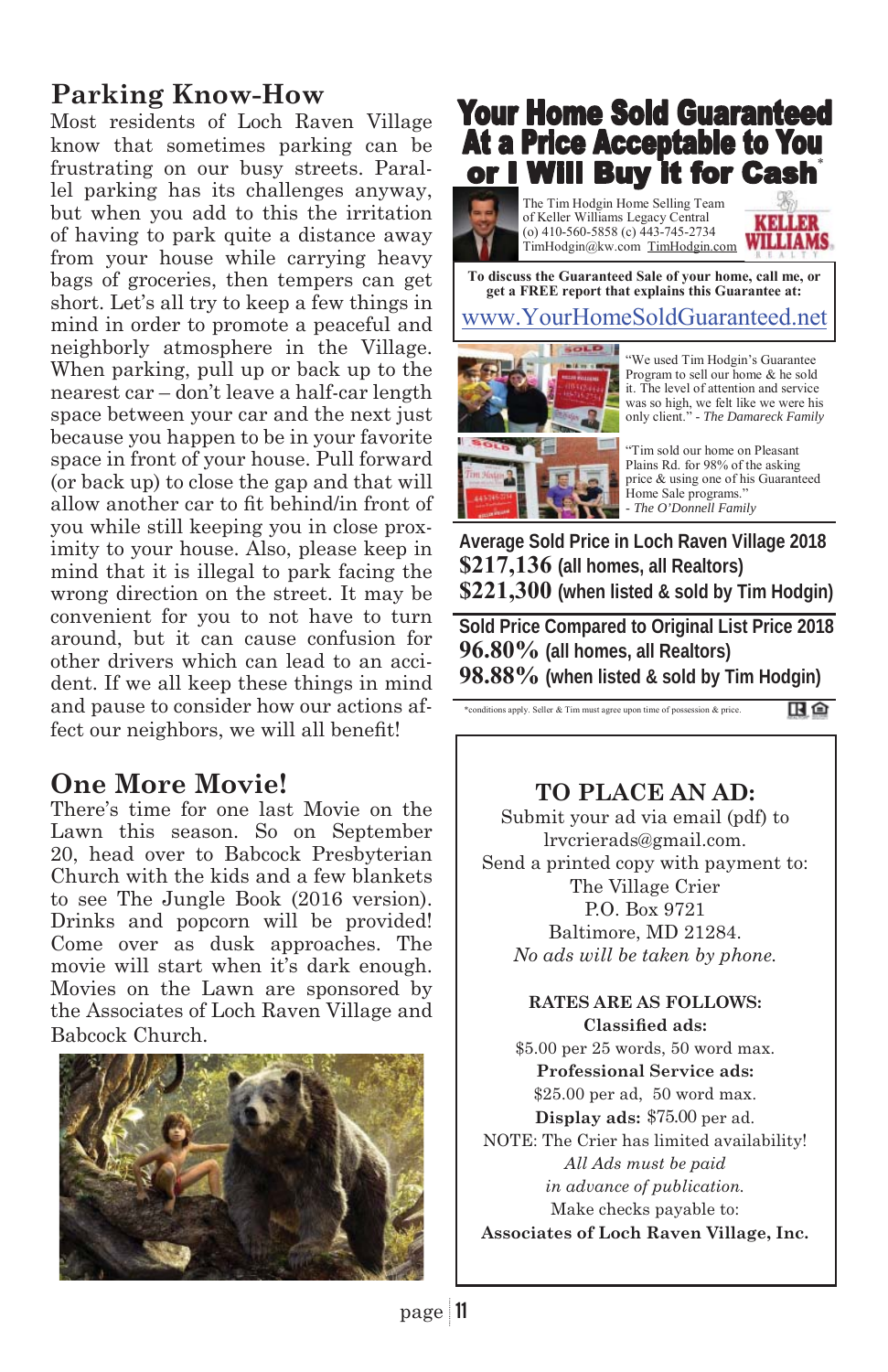## Parking Know-How

Most residents of Loch Raven Village know that sometimes parking can be frustrating on our busy streets. Parallel parking has its challenges anyway, but when you add to this the irritation of having to park quite a distance away from your house while carrying heavy bags of groceries, then tempers can get short. Let's all try to keep a few things in mind in order to promote a peaceful and neighborly atmosphere in the Village. When parking, pull up or back up to the nearest car – don't leave a half-car length space between your car and the next just because you happen to be in your favorite space in front of your house. Pull forward (or back up) to close the gap and that will allow another car to fit behind/in front of you while still keeping you in close proximity to your house. Also, please keep in mind that it is illegal to park facing the wrong direction on the street. It may be convenient for you to not have to turn around, but it can cause confusion for other drivers which can lead to an accident. If we all keep these things in mind and pause to consider how our actions affect our neighbors, we will all benefit!

## One More Movie!

There's time for one last Movie on the Lawn this season. So on September 20, head over to Babcock Presbyterian Church with the kids and a few blankets to see The Jungle Book (2016 version). Drinks and popcorn will be provided! Come over as dusk approaches. The movie will start when it's dark enough. Movies on the Lawn are sponsored by the Associates of Loch Raven Village and Babcock Church.

# Your Home Sold Guaranteed At a Price Acceptable to You or I Will Buy It for Cash*

The Tim Hodgin Home Selling Team of Keller Williams Legacy Central
(o) 410-560-5858 (c) 443-745-2734
TimHodgin@kw.com TimHodgin.com

KELLER WILLIAMS REALTY

**To discuss the Guaranteed Sale of your home, call me, or get a FREE report that explains this Guarantee at:**

www.YourHomeSoldGuaranteed.net

"We used Tim Hodgin's Guarantee Program to sell our home & he sold it. The level of attention and service was so high, we felt like we were his only client." - *The Damareck Family*

"Tim sold our home on Pleasant Plains Rd. for 98% of the asking price & using one of his Guaranteed Home Sale programs." - *The O'Donnell Family*

**Average Sold Price in Loch Raven Village 2018**
**$217,136** **(all homes, all Realtors)**
**$221,300** **(when listed & sold by Tim Hodgin)**

**Sold Price Compared to Original List Price 2018**
**96.80%** **(all homes, all Realtors)**
**98.88%** **(when listed & sold by Tim Hodgin)**

*conditions apply. Seller & Tim must agree upon time of possession & price.

## TO PLACE AN AD:

Submit your ad via email (pdf) to lrvcrierads@gmail.com.
Send a printed copy with payment to:
The Village Crier
P.O. Box 9721
Baltimore, MD 21284.
*No ads will be taken by phone.*

**RATES ARE AS FOLLOWS:**

**Classified ads:**
$5.00 per 25 words, 50 word max.

**Professional Service ads:**
$25.00 per ad, 50 word max.

**Display ads:** $75.00 per ad.

NOTE: The Crier has limited availability!
*All Ads must be paid in advance of publication.*
Make checks payable to:
**Associates of Loch Raven Village, Inc.**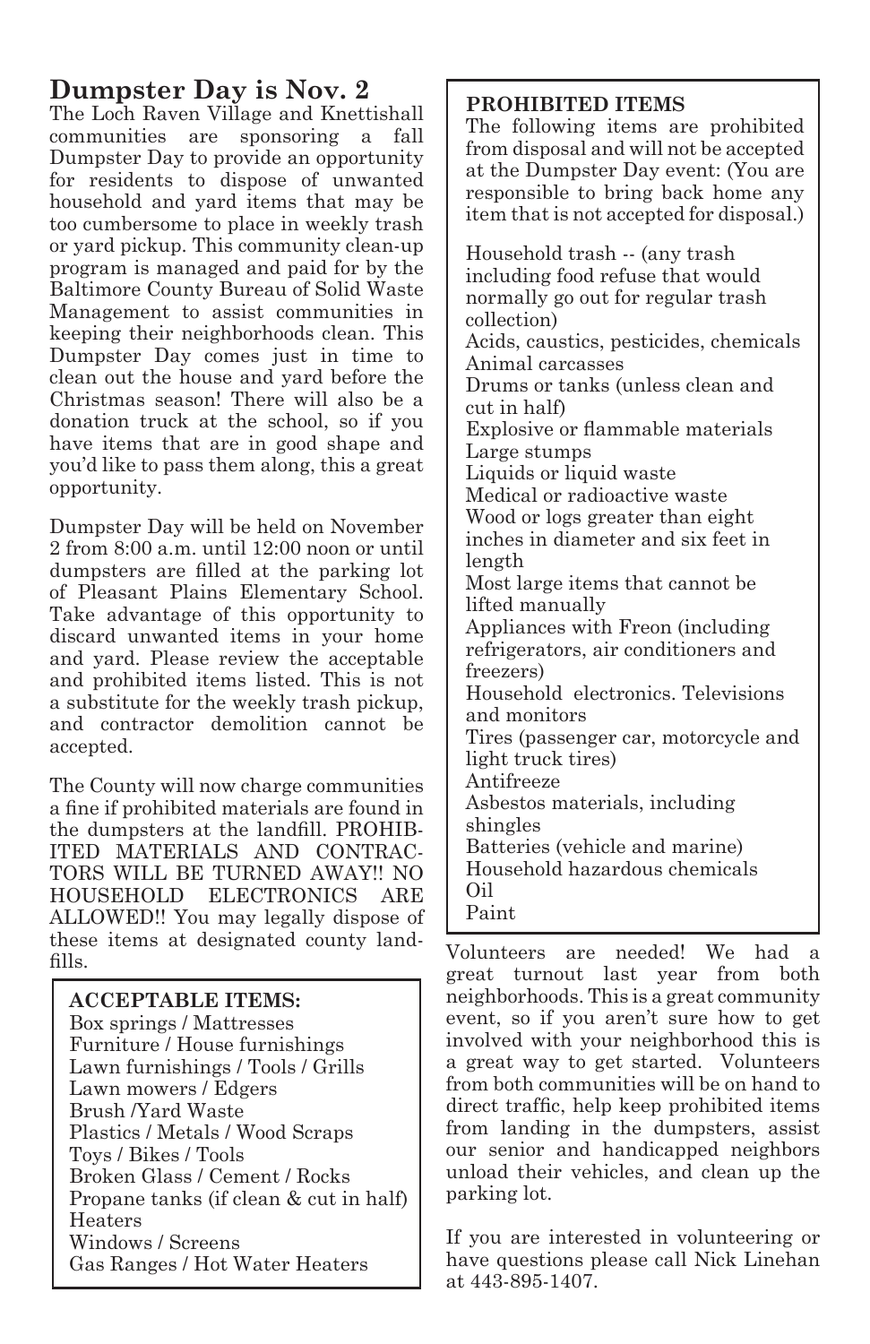## Dumpster Day is Nov. 2

The Loch Raven Village and Knettishall communities are sponsoring a fall Dumpster Day to provide an opportunity for residents to dispose of unwanted household and yard items that may be too cumbersome to place in weekly trash or yard pickup. This community clean-up program is managed and paid for by the Baltimore County Bureau of Solid Waste Management to assist communities in keeping their neighborhoods clean. This Dumpster Day comes just in time to clean out the house and yard before the Christmas season! There will also be a donation truck at the school, so if you have items that are in good shape and you'd like to pass them along, this a great opportunity.

Dumpster Day will be held on November 2 from 8:00 a.m. until 12:00 noon or until dumpsters are filled at the parking lot of Pleasant Plains Elementary School. Take advantage of this opportunity to discard unwanted items in your home and yard. Please review the acceptable and prohibited items listed. This is not a substitute for the weekly trash pickup, and contractor demolition cannot be accepted.

The County will now charge communities a fine if prohibited materials are found in the dumpsters at the landfill. PROHIBITED MATERIALS AND CONTRACTORS WILL BE TURNED AWAY!! NO HOUSEHOLD ELECTRONICS ARE ALLOWED!! You may legally dispose of these items at designated county landfills.

**ACCEPTABLE ITEMS:**

Box springs / Mattresses
Furniture / House furnishings
Lawn furnishings / Tools / Grills
Lawn mowers / Edgers
Brush /Yard Waste
Plastics / Metals / Wood Scraps
Toys / Bikes / Tools
Broken Glass / Cement / Rocks
Propane tanks (if clean & cut in half)
Heaters
Windows / Screens
Gas Ranges / Hot Water Heaters

**PROHIBITED ITEMS**

The following items are prohibited from disposal and will not be accepted at the Dumpster Day event: (You are responsible to bring back home any item that is not accepted for disposal.)

Household trash -- (any trash including food refuse that would normally go out for regular trash collection)
Acids, caustics, pesticides, chemicals
Animal carcasses
Drums or tanks (unless clean and cut in half)
Explosive or flammable materials
Large stumps
Liquids or liquid waste
Medical or radioactive waste
Wood or logs greater than eight inches in diameter and six feet in length
Most large items that cannot be lifted manually
Appliances with Freon (including refrigerators, air conditioners and freezers)
Household electronics. Televisions and monitors
Tires (passenger car, motorcycle and light truck tires)
Antifreeze
Asbestos materials, including shingles
Batteries (vehicle and marine)
Household hazardous chemicals
Oil
Paint

Volunteers are needed! We had a great turnout last year from both neighborhoods. This is a great community event, so if you aren't sure how to get involved with your neighborhood this is a great way to get started. Volunteers from both communities will be on hand to direct traffic, help keep prohibited items from landing in the dumpsters, assist our senior and handicapped neighbors unload their vehicles, and clean up the parking lot.

If you are interested in volunteering or have questions please call Nick Linehan at 443-895-1407.